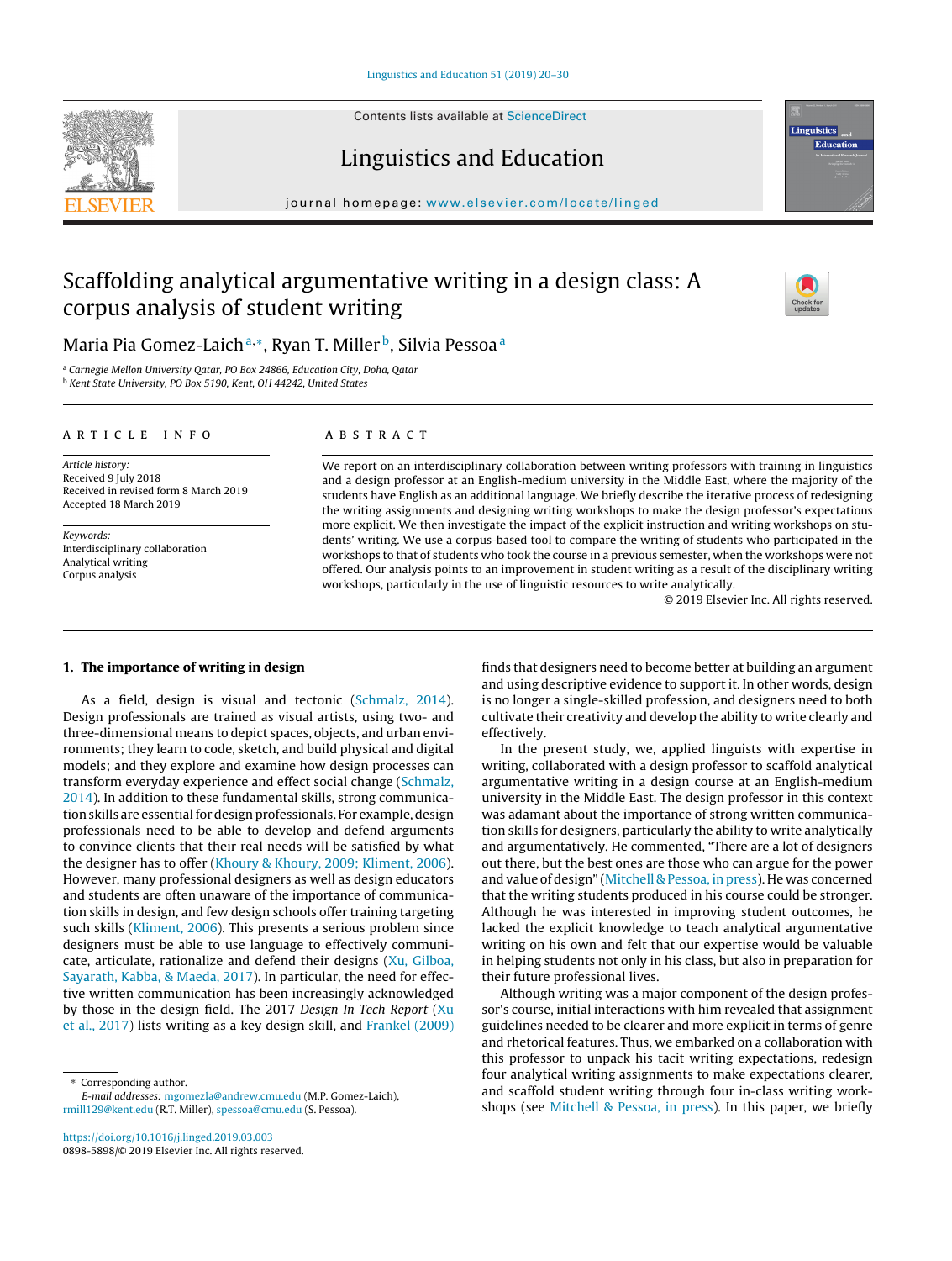# Scaffolding analytical argumentative writing in a design class: A corpus analysis of student writing

Maria Pia Gomez-Laich[a,*], Ryan T. Miller[b], Silvia Pessoa[a]

[a] Carnegie Mellon University Qatar, PO Box 24866, Education City, Doha, Qatar
[b] Kent State University, PO Box 5190, Kent, OH 44242, United States

## ARTICLE INFO

*Article history:*
Received 9 July 2018
Received in revised form 8 March 2019
Accepted 18 March 2019

*Keywords:*
Interdisciplinary collaboration
Analytical writing
Corpus analysis

## ABSTRACT

We report on an interdisciplinary collaboration between writing professors with training in linguistics and a design professor at an English-medium university in the Middle East, where the majority of the students have English as an additional language. We briefly describe the iterative process of redesigning the writing assignments and designing writing workshops to make the design professor's expectations more explicit. We then investigate the impact of the explicit instruction and writing workshops on students' writing. We use a corpus-based tool to compare the writing of students who participated in the workshops to that of students who took the course in a previous semester, when the workshops were not offered. Our analysis points to an improvement in student writing as a result of the disciplinary writing workshops, particularly in the use of linguistic resources to write analytically.

© 2019 Elsevier Inc. All rights reserved.

## 1. The importance of writing in design

As a field, design is visual and tectonic (Schmalz, 2014). Design professionals are trained as visual artists, using two- and three-dimensional means to depict spaces, objects, and urban environments; they learn to code, sketch, and build physical and digital models; and they explore and examine how design processes can transform everyday experience and effect social change (Schmalz, 2014). In addition to these fundamental skills, strong communication skills are essential for design professionals. For example, design professionals need to be able to develop and defend arguments to convince clients that their real needs will be satisfied by what the designer has to offer (Khoury & Khoury, 2009; Kliment, 2006). However, many professional designers as well as design educators and students are often unaware of the importance of communication skills in design, and few design schools offer training targeting such skills (Kliment, 2006). This presents a serious problem since designers must be able to use language to effectively communicate, articulate, rationalize and defend their designs (Xu, Gilboa, Sayarath, Kabba, & Maeda, 2017). In particular, the need for effective written communication has been increasingly acknowledged by those in the design field. The 2017 *Design In Tech Report* (Xu et al., 2017) lists writing as a key design skill, and Frankel (2009) finds that designers need to become better at building an argument and using descriptive evidence to support it. In other words, design is no longer a single-skilled profession, and designers need to both cultivate their creativity and develop the ability to write clearly and effectively.

In the present study, we, applied linguists with expertise in writing, collaborated with a design professor to scaffold analytical argumentative writing in a design course at an English-medium university in the Middle East. The design professor in this context was adamant about the importance of strong written communication skills for designers, particularly the ability to write analytically and argumentatively. He commented, "There are a lot of designers out there, but the best ones are those who can argue for the power and value of design" (Mitchell & Pessoa, in press). He was concerned that the writing students produced in his course could be stronger. Although he was interested in improving student outcomes, he lacked the explicit knowledge to teach analytical argumentative writing on his own and felt that our expertise would be valuable in helping students not only in his class, but also in preparation for their future professional lives.

Although writing was a major component of the design professor's course, initial interactions with him revealed that assignment guidelines needed to be clearer and more explicit in terms of genre and rhetorical features. Thus, we embarked on a collaboration with this professor to unpack his tacit writing expectations, redesign four analytical writing assignments to make expectations clearer, and scaffold student writing through four in-class writing workshops (see Mitchell & Pessoa, in press). In this paper, we briefly

---

* Corresponding author.
*E-mail addresses:* mgomezla@andrew.cmu.edu (M.P. Gomez-Laich), rmill129@kent.edu (R.T. Miller), spessoa@cmu.edu (S. Pessoa).

https://doi.org/10.1016/j.linged.2019.03.003
0898-5898/© 2019 Elsevier Inc. All rights reserved.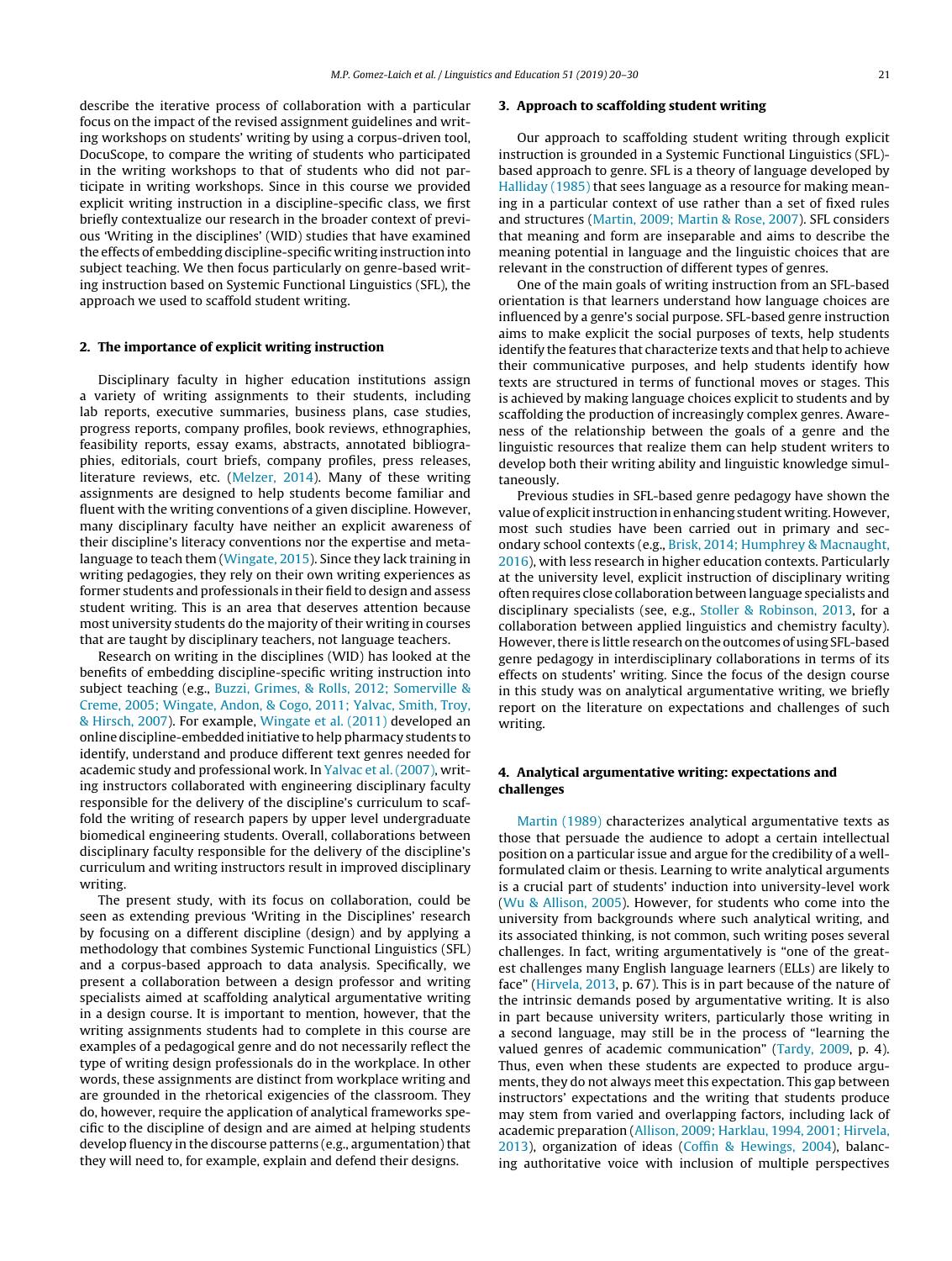describe the iterative process of collaboration with a particular focus on the impact of the revised assignment guidelines and writing workshops on students' writing by using a corpus-driven tool, DocuScope, to compare the writing of students who participated in the writing workshops to that of students who did not participate in writing workshops. Since in this course we provided explicit writing instruction in a discipline-specific class, we first briefly contextualize our research in the broader context of previous 'Writing in the disciplines' (WID) studies that have examined the effects of embedding discipline-specific writing instruction into subject teaching. We then focus particularly on genre-based writing instruction based on Systemic Functional Linguistics (SFL), the approach we used to scaffold student writing.

## 2. The importance of explicit writing instruction

Disciplinary faculty in higher education institutions assign a variety of writing assignments to their students, including lab reports, executive summaries, business plans, case studies, progress reports, company profiles, book reviews, ethnographies, feasibility reports, essay exams, abstracts, annotated bibliographies, editorials, court briefs, company profiles, press releases, literature reviews, etc. (Melzer, 2014). Many of these writing assignments are designed to help students become familiar and fluent with the writing conventions of a given discipline. However, many disciplinary faculty have neither an explicit awareness of their discipline's literacy conventions nor the expertise and metalanguage to teach them (Wingate, 2015). Since they lack training in writing pedagogies, they rely on their own writing experiences as former students and professionals in their field to design and assess student writing. This is an area that deserves attention because most university students do the majority of their writing in courses that are taught by disciplinary teachers, not language teachers.

Research on writing in the disciplines (WID) has looked at the benefits of embedding discipline-specific writing instruction into subject teaching (e.g., Buzzi, Grimes, & Rolls, 2012; Somerville & Creme, 2005; Wingate, Andon, & Cogo, 2011; Yalvac, Smith, Troy, & Hirsch, 2007). For example, Wingate et al. (2011) developed an online discipline-embedded initiative to help pharmacy students to identify, understand and produce different text genres needed for academic study and professional work. In Yalvac et al. (2007), writing instructors collaborated with engineering disciplinary faculty responsible for the delivery of the discipline's curriculum to scaffold the writing of research papers by upper level undergraduate biomedical engineering students. Overall, collaborations between disciplinary faculty responsible for the delivery of the discipline's curriculum and writing instructors result in improved disciplinary writing.

The present study, with its focus on collaboration, could be seen as extending previous 'Writing in the Disciplines' research by focusing on a different discipline (design) and by applying a methodology that combines Systemic Functional Linguistics (SFL) and a corpus-based approach to data analysis. Specifically, we present a collaboration between a design professor and writing specialists aimed at scaffolding analytical argumentative writing in a design course. It is important to mention, however, that the writing assignments students had to complete in this course are examples of a pedagogical genre and do not necessarily reflect the type of writing design professionals do in the workplace. In other words, these assignments are distinct from workplace writing and are grounded in the rhetorical exigencies of the classroom. They do, however, require the application of analytical frameworks specific to the discipline of design and are aimed at helping students develop fluency in the discourse patterns (e.g., argumentation) that they will need to, for example, explain and defend their designs.

## 3. Approach to scaffolding student writing

Our approach to scaffolding student writing through explicit instruction is grounded in a Systemic Functional Linguistics (SFL)-based approach to genre. SFL is a theory of language developed by Halliday (1985) that sees language as a resource for making meaning in a particular context of use rather than a set of fixed rules and structures (Martin, 2009; Martin & Rose, 2007). SFL considers that meaning and form are inseparable and aims to describe the meaning potential in language and the linguistic choices that are relevant in the construction of different types of genres.

One of the main goals of writing instruction from an SFL-based orientation is that learners understand how language choices are influenced by a genre's social purpose. SFL-based genre instruction aims to make explicit the social purposes of texts, help students identify the features that characterize texts and that help to achieve their communicative purposes, and help students identify how texts are structured in terms of functional moves or stages. This is achieved by making language choices explicit to students and by scaffolding the production of increasingly complex genres. Awareness of the relationship between the goals of a genre and the linguistic resources that realize them can help student writers to develop both their writing ability and linguistic knowledge simultaneously.

Previous studies in SFL-based genre pedagogy have shown the value of explicit instruction in enhancing student writing. However, most such studies have been carried out in primary and secondary school contexts (e.g., Brisk, 2014; Humphrey & Macnaught, 2016), with less research in higher education contexts. Particularly at the university level, explicit instruction of disciplinary writing often requires close collaboration between language specialists and disciplinary specialists (see, e.g., Stoller & Robinson, 2013, for a collaboration between applied linguistics and chemistry faculty). However, there is little research on the outcomes of using SFL-based genre pedagogy in interdisciplinary collaborations in terms of its effects on students' writing. Since the focus of the design course in this study was on analytical argumentative writing, we briefly report on the literature on expectations and challenges of such writing.

## 4. Analytical argumentative writing: expectations and challenges

Martin (1989) characterizes analytical argumentative texts as those that persuade the audience to adopt a certain intellectual position on a particular issue and argue for the credibility of a well-formulated claim or thesis. Learning to write analytical arguments is a crucial part of students' induction into university-level work (Wu & Allison, 2005). However, for students who come into the university from backgrounds where such analytical writing, and its associated thinking, is not common, such writing poses several challenges. In fact, writing argumentatively is "one of the greatest challenges many English language learners (ELLs) are likely to face" (Hirvela, 2013, p. 67). This is in part because of the nature of the intrinsic demands posed by argumentative writing. It is also in part because university writers, particularly those writing in a second language, may still be in the process of "learning the valued genres of academic communication" (Tardy, 2009, p. 4). Thus, even when these students are expected to produce arguments, they do not always meet this expectation. This gap between instructors' expectations and the writing that students produce may stem from varied and overlapping factors, including lack of academic preparation (Allison, 2009; Harklau, 1994, 2001; Hirvela, 2013), organization of ideas (Coffin & Hewings, 2004), balancing authoritative voice with inclusion of multiple perspectives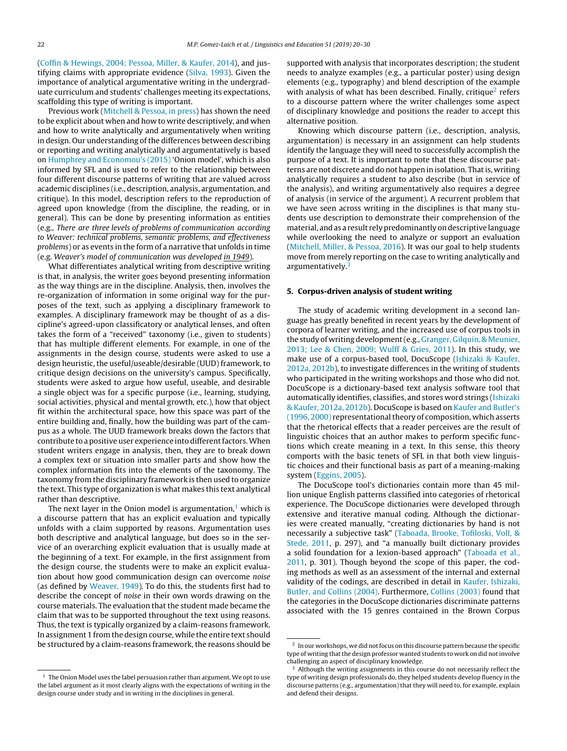(Coffin & Hewings, 2004; Pessoa, Miller, & Kaufer, 2014), and justifying claims with appropriate evidence (Silva, 1993). Given the importance of analytical argumentative writing in the undergraduate curriculum and students' challenges meeting its expectations, scaffolding this type of writing is important.

Previous work (Mitchell & Pessoa, in press) has shown the need to be explicit about when and how to write descriptively, and when and how to write analytically and argumentatively when writing in design. Our understanding of the differences between describing or reporting and writing analytically and argumentatively is based on Humphrey and Economou's (2015) 'Onion model', which is also informed by SFL and is used to refer to the relationship between four different discourse patterns of writing that are valued across academic disciplines (i.e., description, analysis, argumentation, and critique). In this model, description refers to the reproduction of agreed upon knowledge (from the discipline, the reading, or in general). This can be done by presenting information as entities (e.g., *There are three levels of problems of communication according to Weaver: technical problems, semantic problems, and effectiveness problems*) or as events in the form of a narrative that unfolds in time (e.g. *Weaver's model of communication was developed in 1949*).

What differentiates analytical writing from descriptive writing is that, in analysis, the writer goes beyond presenting information as the way things are in the discipline. Analysis, then, involves the re-organization of information in some original way for the purposes of the text, such as applying a disciplinary framework to examples. A disciplinary framework may be thought of as a discipline's agreed-upon classificatory or analytical lenses, and often takes the form of a "received" taxonomy (i.e., given to students) that has multiple different elements. For example, in one of the assignments in the design course, students were asked to use a design heuristic, the useful/useable/desirable (UUD) framework, to critique design decisions on the university's campus. Specifically, students were asked to argue how useful, useable, and desirable a single object was for a specific purpose (i.e., learning, studying, social activities, physical and mental growth, etc.), how that object fit within the architectural space, how this space was part of the entire building and, finally, how the building was part of the campus as a whole. The UUD framework breaks down the factors that contribute to a positive user experience into different factors. When student writers engage in analysis, then, they are to break down a complex text or situation into smaller parts and show how the complex information fits into the elements of the taxonomy. The taxonomy from the disciplinary framework is then used to organize the text. This type of organization is what makes this text analytical rather than descriptive.

The next layer in the Onion model is argumentation,[1] which is a discourse pattern that has an explicit evaluation and typically unfolds with a claim supported by reasons. Argumentation uses both descriptive and analytical language, but does so in the service of an overarching explicit evaluation that is usually made at the beginning of a text. For example, in the first assignment from the design course, the students were to make an explicit evaluation about how good communication design can overcome *noise* (as defined by Weaver, 1949). To do this, the students first had to describe the concept of *noise* in their own words drawing on the course materials. The evaluation that the student made became the claim that was to be supported throughout the text using reasons. Thus, the text is typically organized by a claim-reasons framework. In assignment 1 from the design course, while the entire text should be structured by a claim-reasons framework, the reasons should be supported with analysis that incorporates description; the student needs to analyze examples (e.g., a particular poster) using design elements (e.g., typography) and blend description of the example with analysis of what has been described. Finally, critique[2] refers to a discourse pattern where the writer challenges some aspect of disciplinary knowledge and positions the reader to accept this alternative position.

Knowing which discourse pattern (i.e., description, analysis, argumentation) is necessary in an assignment can help students identify the language they will need to successfully accomplish the purpose of a text. It is important to note that these discourse patterns are not discrete and do not happen in isolation. That is, writing analytically requires a student to also describe (but in service of the analysis), and writing argumentatively also requires a degree of analysis (in service of the argument). A recurrent problem that we have seen across writing in the disciplines is that many students use description to demonstrate their comprehension of the material, and as a result rely predominantly on descriptive language while overlooking the need to analyze or support an evaluation (Mitchell, Miller, & Pessoa, 2016). It was our goal to help students move from merely reporting on the case to writing analytically and argumentatively.[3]

## 5. Corpus-driven analysis of student writing

The study of academic writing development in a second language has greatly benefited in recent years by the development of corpora of learner writing, and the increased use of corpus tools in the study of writing development (e.g., Granger, Gilquin, & Meunier, 2013; Lee & Chen, 2009; Wulff & Gries, 2011). In this study, we make use of a corpus-based tool, DocuScope (Ishizaki & Kaufer, 2012a, 2012b), to investigate differences in the writing of students who participated in the writing workshops and those who did not. DocuScope is a dictionary-based text analysis software tool that automatically identifies, classifies, and stores word strings (Ishizaki & Kaufer, 2012a, 2012b). DocuScope is based on Kaufer and Butler's (1996, 2000) representational theory of composition, which asserts that the rhetorical effects that a reader perceives are the result of linguistic choices that an author makes to perform specific functions which create meaning in a text. In this sense, this theory comports with the basic tenets of SFL in that both view linguistic choices and their functional basis as part of a meaning-making system (Eggins, 2005).

The DocuScope tool's dictionaries contain more than 45 million unique English patterns classified into categories of rhetorical experience. The DocuScope dictionaries were developed through extensive and iterative manual coding. Although the dictionaries were created manually, "creating dictionaries by hand is not necessarily a subjective task" (Taboada, Brooke, Tofiloski, Voll, & Stede, 2011, p. 297), and "a manually built dictionary provides a solid foundation for a lexion-based approach" (Taboada et al., 2011, p. 301). Though beyond the scope of this paper, the coding methods as well as an assessment of the internal and external validity of the codings, are described in detail in Kaufer, Ishizaki, Butler, and Collins (2004). Furthermore, Collins (2003) found that the categories in the DocuScope dictionaries discriminate patterns associated with the 15 genres contained in the Brown Corpus

[1] The Onion Model uses the label persuasion rather than argument. We opt to use the label argument as it most clearly aligns with the expectations of writing in the design course under study and in writing in the disciplines in general.

[2] In our workshops, we did not focus on this discourse pattern because the specific type of writing that the design professor wanted students to work on did not involve challenging an aspect of disciplinary knowledge.

[3] Although the writing assignments in this course do not necessarily reflect the type of writing design professionals do, they helped students develop fluency in the discourse patterns (e.g., argumentation) that they will need to, for example, explain and defend their designs.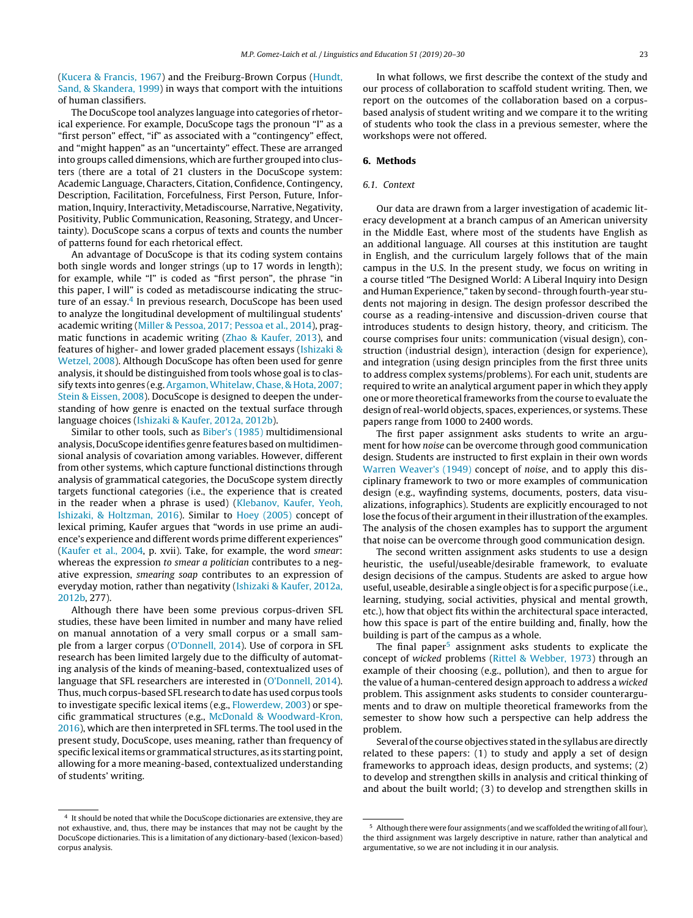(Kucera & Francis, 1967) and the Freiburg-Brown Corpus (Hundt, Sand, & Skandera, 1999) in ways that comport with the intuitions of human classifiers.

The DocuScope tool analyzes language into categories of rhetorical experience. For example, DocuScope tags the pronoun "I" as a "first person" effect, "if" as associated with a "contingency" effect, and "might happen" as an "uncertainty" effect. These are arranged into groups called dimensions, which are further grouped into clusters (there are a total of 21 clusters in the DocuScope system: Academic Language, Characters, Citation, Confidence, Contingency, Description, Facilitation, Forcefulness, First Person, Future, Information, Inquiry, Interactivity, Metadiscourse, Narrative, Negativity, Positivity, Public Communication, Reasoning, Strategy, and Uncertainty). DocuScope scans a corpus of texts and counts the number of patterns found for each rhetorical effect.

An advantage of DocuScope is that its coding system contains both single words and longer strings (up to 17 words in length); for example, while "I" is coded as "first person", the phrase "in this paper, I will" is coded as metadiscourse indicating the structure of an essay.[4] In previous research, DocuScope has been used to analyze the longitudinal development of multilingual students' academic writing (Miller & Pessoa, 2017; Pessoa et al., 2014), pragmatic functions in academic writing (Zhao & Kaufer, 2013), and features of higher- and lower graded placement essays (Ishizaki & Wetzel, 2008). Although DocuScope has often been used for genre analysis, it should be distinguished from tools whose goal is to classify texts into genres (e.g. Argamon, Whitelaw, Chase, & Hota, 2007; Stein & Eissen, 2008). DocuScope is designed to deepen the understanding of how genre is enacted on the textual surface through language choices (Ishizaki & Kaufer, 2012a, 2012b).

Similar to other tools, such as Biber's (1985) multidimensional analysis, DocuScope identifies genre features based on multidimensional analysis of covariation among variables. However, different from other systems, which capture functional distinctions through analysis of grammatical categories, the DocuScope system directly targets functional categories (i.e., the experience that is created in the reader when a phrase is used) (Klebanov, Kaufer, Yeoh, Ishizaki, & Holtzman, 2016). Similar to Hoey (2005) concept of lexical priming, Kaufer argues that "words in use prime an audience's experience and different words prime different experiences" (Kaufer et al., 2004, p. xvii). Take, for example, the word *smear*: whereas the expression *to smear a politician* contributes to a negative expression, *smearing soap* contributes to an expression of everyday motion, rather than negativity (Ishizaki & Kaufer, 2012a, 2012b, 277).

Although there have been some previous corpus-driven SFL studies, these have been limited in number and many have relied on manual annotation of a very small corpus or a small sample from a larger corpus (O'Donnell, 2014). Use of corpora in SFL research has been limited largely due to the difficulty of automating analysis of the kinds of meaning-based, contextualized uses of language that SFL researchers are interested in (O'Donnell, 2014). Thus, much corpus-based SFL research to date has used corpus tools to investigate specific lexical items (e.g., Flowerdew, 2003) or specific grammatical structures (e.g., McDonald & Woodward-Kron, 2016), which are then interpreted in SFL terms. The tool used in the present study, DocuScope, uses meaning, rather than frequency of specific lexical items or grammatical structures, as its starting point, allowing for a more meaning-based, contextualized understanding of students' writing.

In what follows, we first describe the context of the study and our process of collaboration to scaffold student writing. Then, we report on the outcomes of the collaboration based on a corpus-based analysis of student writing and we compare it to the writing of students who took the class in a previous semester, where the workshops were not offered.

## 6. Methods

### 6.1. Context

Our data are drawn from a larger investigation of academic literacy development at a branch campus of an American university in the Middle East, where most of the students have English as an additional language. All courses at this institution are taught in English, and the curriculum largely follows that of the main campus in the U.S. In the present study, we focus on writing in a course titled "The Designed World: A Liberal Inquiry into Design and Human Experience," taken by second- through fourth-year students not majoring in design. The design professor described the course as a reading-intensive and discussion-driven course that introduces students to design history, theory, and criticism. The course comprises four units: communication (visual design), construction (industrial design), interaction (design for experience), and integration (using design principles from the first three units to address complex systems/problems). For each unit, students are required to write an analytical argument paper in which they apply one or more theoretical frameworks from the course to evaluate the design of real-world objects, spaces, experiences, or systems. These papers range from 1000 to 2400 words.

The first paper assignment asks students to write an argument for how *noise* can be overcome through good communication design. Students are instructed to first explain in their own words Warren Weaver's (1949) concept of *noise*, and to apply this disciplinary framework to two or more examples of communication design (e.g., wayfinding systems, documents, posters, data visualizations, infographics). Students are explicitly encouraged to not lose the focus of their argument in their illustration of the examples. The analysis of the chosen examples has to support the argument that noise can be overcome through good communication design.

The second written assignment asks students to use a design heuristic, the useful/useable/desirable framework, to evaluate design decisions of the campus. Students are asked to argue how useful, useable, desirable a single object is for a specific purpose (i.e., learning, studying, social activities, physical and mental growth, etc.), how that object fits within the architectural space interacted, how this space is part of the entire building and, finally, how the building is part of the campus as a whole.

The final paper[5] assignment asks students to explicate the concept of *wicked* problems (Rittel & Webber, 1973) through an example of their choosing (e.g., pollution), and then to argue for the value of a human-centered design approach to address a *wicked* problem. This assignment asks students to consider counterarguments and to draw on multiple theoretical frameworks from the semester to show how such a perspective can help address the problem.

Several of the course objectives stated in the syllabus are directly related to these papers: (1) to study and apply a set of design frameworks to approach ideas, design products, and systems; (2) to develop and strengthen skills in analysis and critical thinking of and about the built world; (3) to develop and strengthen skills in

[4] It should be noted that while the DocuScope dictionaries are extensive, they are not exhaustive, and, thus, there may be instances that may not be caught by the DocuScope dictionaries. This is a limitation of any dictionary-based (lexicon-based) corpus analysis.

[5] Although there were four assignments (and we scaffolded the writing of all four), the third assignment was largely descriptive in nature, rather than analytical and argumentative, so we are not including it in our analysis.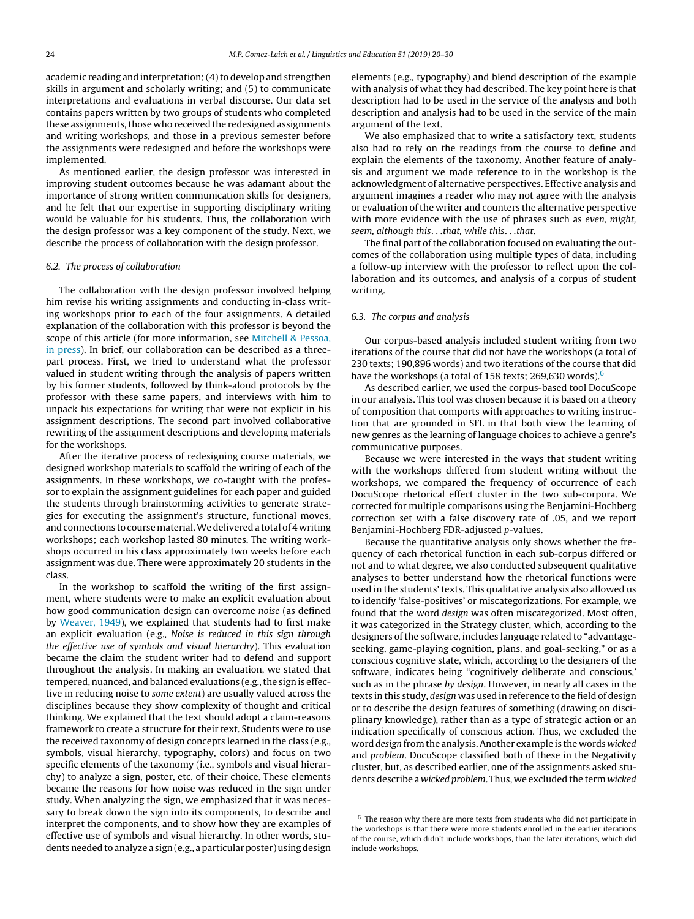academic reading and interpretation; (4) to develop and strengthen skills in argument and scholarly writing; and (5) to communicate interpretations and evaluations in verbal discourse. Our data set contains papers written by two groups of students who completed these assignments, those who received the redesigned assignments and writing workshops, and those in a previous semester before the assignments were redesigned and before the workshops were implemented.

As mentioned earlier, the design professor was interested in improving student outcomes because he was adamant about the importance of strong written communication skills for designers, and he felt that our expertise in supporting disciplinary writing would be valuable for his students. Thus, the collaboration with the design professor was a key component of the study. Next, we describe the process of collaboration with the design professor.

### 6.2. The process of collaboration

The collaboration with the design professor involved helping him revise his writing assignments and conducting in-class writing workshops prior to each of the four assignments. A detailed explanation of the collaboration with this professor is beyond the scope of this article (for more information, see Mitchell & Pessoa, in press). In brief, our collaboration can be described as a three-part process. First, we tried to understand what the professor valued in student writing through the analysis of papers written by his former students, followed by think-aloud protocols by the professor with these same papers, and interviews with him to unpack his expectations for writing that were not explicit in his assignment descriptions. The second part involved collaborative rewriting of the assignment descriptions and developing materials for the workshops.

After the iterative process of redesigning course materials, we designed workshop materials to scaffold the writing of each of the assignments. In these workshops, we co-taught with the professor to explain the assignment guidelines for each paper and guided the students through brainstorming activities to generate strategies for executing the assignment's structure, functional moves, and connections to course material. We delivered a total of 4 writing workshops; each workshop lasted 80 minutes. The writing workshops occurred in his class approximately two weeks before each assignment was due. There were approximately 20 students in the class.

In the workshop to scaffold the writing of the first assignment, where students were to make an explicit evaluation about how good communication design can overcome *noise* (as defined by Weaver, 1949), we explained that students had to first make an explicit evaluation (e.g., *Noise is reduced in this sign through the effective use of symbols and visual hierarchy*). This evaluation became the claim the student writer had to defend and support throughout the analysis. In making an evaluation, we stated that tempered, nuanced, and balanced evaluations (e.g., the sign is effective in reducing noise to *some extent*) are usually valued across the disciplines because they show complexity of thought and critical thinking. We explained that the text should adopt a claim-reasons framework to create a structure for their text. Students were to use the received taxonomy of design concepts learned in the class (e.g., symbols, visual hierarchy, typography, colors) and focus on two specific elements of the taxonomy (i.e., symbols and visual hierarchy) to analyze a sign, poster, etc. of their choice. These elements became the reasons for how noise was reduced in the sign under study. When analyzing the sign, we emphasized that it was necessary to break down the sign into its components, to describe and interpret the components, and to show how they are examples of effective use of symbols and visual hierarchy. In other words, students needed to analyze a sign (e.g., a particular poster) using design elements (e.g., typography) and blend description of the example with analysis of what they had described. The key point here is that description had to be used in the service of the analysis and both description and analysis had to be used in the service of the main argument of the text.

We also emphasized that to write a satisfactory text, students also had to rely on the readings from the course to define and explain the elements of the taxonomy. Another feature of analysis and argument we made reference to in the workshop is the acknowledgment of alternative perspectives. Effective analysis and argument imagines a reader who may not agree with the analysis or evaluation of the writer and counters the alternative perspective with more evidence with the use of phrases such as *even, might, seem, although this...that, while this...that*.

The final part of the collaboration focused on evaluating the outcomes of the collaboration using multiple types of data, including a follow-up interview with the professor to reflect upon the collaboration and its outcomes, and analysis of a corpus of student writing.

### 6.3. The corpus and analysis

Our corpus-based analysis included student writing from two iterations of the course that did not have the workshops (a total of 230 texts; 190,896 words) and two iterations of the course that did have the workshops (a total of 158 texts; 269,630 words).[6]

As described earlier, we used the corpus-based tool DocuScope in our analysis. This tool was chosen because it is based on a theory of composition that comports with approaches to writing instruction that are grounded in SFL in that both view the learning of new genres as the learning of language choices to achieve a genre's communicative purposes.

Because we were interested in the ways that student writing with the workshops differed from student writing without the workshops, we compared the frequency of occurrence of each DocuScope rhetorical effect cluster in the two sub-corpora. We corrected for multiple comparisons using the Benjamini-Hochberg correction set with a false discovery rate of .05, and we report Benjamini-Hochberg FDR-adjusted $p$-values.

Because the quantitative analysis only shows whether the frequency of each rhetorical function in each sub-corpus differed or not and to what degree, we also conducted subsequent qualitative analyses to better understand how the rhetorical functions were used in the students' texts. This qualitative analysis also allowed us to identify 'false-positives' or miscategorizations. For example, we found that the word *design* was often miscategorized. Most often, it was categorized in the Strategy cluster, which, according to the designers of the software, includes language related to "advantage-seeking, game-playing cognition, plans, and goal-seeking," or as a conscious cognitive state, which, according to the designers of the software, indicates being "cognitively deliberate and conscious,' such as in the phrase *by design*. However, in nearly all cases in the texts in this study, *design* was used in reference to the field of design or to describe the design features of something (drawing on disciplinary knowledge), rather than as a type of strategic action or an indication specifically of conscious action. Thus, we excluded the word *design* from the analysis. Another example is the words *wicked* and *problem*. DocuScope classified both of these in the Negativity cluster, but, as described earlier, one of the assignments asked students describe a *wicked problem*. Thus, we excluded the term *wicked*

[6] The reason why there are more texts from students who did not participate in the workshops is that there were more students enrolled in the earlier iterations of the course, which didn't include workshops, than the later iterations, which did include workshops.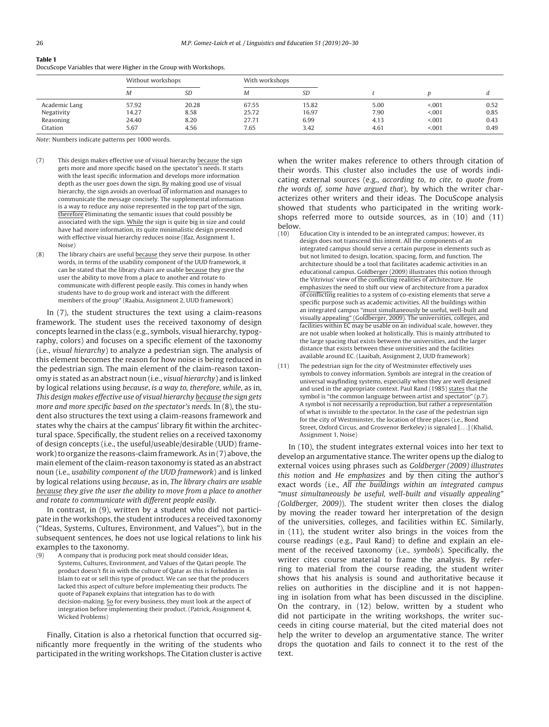**Table 1**
DocuScope Variables that were Higher in the Group with Workshops.

| | Without workshops | | With workshops | | | | |
|---|---|---|---|---|---|---|---|
| | *M* | *SD* | *M* | *SD* | *t* | *p* | *d* |
| Academic Lang | 57.92 | 20.28 | 67.55 | 15.82 | 5.00 | <.001 | 0.52 |
| Negativity | 14.27 | 8.58 | 25.72 | 16.97 | 7.90 | <.001 | 0.85 |
| Reasoning | 24.40 | 8.20 | 27.71 | 6.99 | 4.13 | <.001 | 0.43 |
| Citation | 5.67 | 4.56 | 7.65 | 3.42 | 4.61 | <.001 | 0.49 |

*Note*: Numbers indicate patterns per 1000 words.

(7) This design makes effective use of visual hierarchy because the sign gets more and more specific based on the spectator's needs. It starts with the least specific information and develops more information depth as the user goes down the sign. By making good use of visual hierarchy, the sign avoids an overload of information and manages to communicate the message concisely. The supplemental information is a way to reduce any noise represented in the top part of the sign, therefore eliminating the semantic issues that could possibly be associated with the sign. While the sign is quite big in size and could have had more information, its quite minimalistic design presented with effective visual hierarchy reduces noise (Ifaz, Assignment 1, Noise)

(8) The library chairs are useful because they serve their purpose. In other words, in terms of the usability component of the UUD framework, it can be stated that the library chairs are usable because they give the user the ability to move from a place to another and rotate to communicate with different people easily. This comes in handy when students have to do group work and interact with the different members of the group" (Raabia, Assignment 2, UUD framework)

In (7), the student structures the text using a claim-reasons framework. The student uses the received taxonomy of design concepts learned in the class (e.g., symbols, visual hierarchy, typography, colors) and focuses on a specific element of the taxonomy (i.e., *visual hierarchy*) to analyze a pedestrian sign. The analysis of this element becomes the reason for how noise is being reduced in the pedestrian sign. The main element of the claim-reason taxonomy is stated as an abstract noun (i.e., *visual hierarchy*) and is linked by logical relations using *because*, *is a way to, therefore, while*, as in, *This design makes effective use of visual hierarchy because the sign gets more and more specific based on the spectator's needs.* In (8), the student also structures the text using a claim-reasons framework and states why the chairs at the campus' library fit within the architectural space. Specifically, the student relies on a received taxonomy of design concepts (i.e., the useful/useable/desirable (UUD) framework) to organize the reasons-claim framework. As in (7) above, the main element of the claim-reason taxonomy is stated as an abstract noun (i.e., *usability component of the UUD framework*) and is linked by logical relations using *because*, as in, *The library chairs are usable because they give the user the ability to move from a place to another and rotate to communicate with different people easily*.

In contrast, in (9), written by a student who did not participate in the workshops, the student introduces a received taxonomy ("Ideas, Systems, Cultures, Environment, and Values"), but in the subsequent sentences, he does not use logical relations to link his examples to the taxonomy.

(9) A company that is producing pork meat should consider Ideas, Systems, Cultures, Environment, and Values of the Qatari people. The product doesn't fit in with the culture of Qatar as this is forbidden in Islam to eat or sell this type of product. We can see that the producers lacked this aspect of culture before implementing their products. The quote of Papanek explains that integration has to do with decision-making. So for every business, they must look at the aspect of integration before implementing their product. (Patrick, Assignment 4, Wicked Problems)

Finally, Citation is also a rhetorical function that occurred significantly more frequently in the writing of the students who participated in the writing workshops. The Citation cluster is active when the writer makes reference to others through citation of their words. This cluster also includes the use of words indicating external sources (e.g., *according to, to cite, to quote from the words of, some have argued that*), by which the writer characterizes other writers and their ideas. The DocuScope analysis showed that students who participated in the writing workshops referred more to outside sources, as in (10) and (11) below.

(10) Education City is intended to be an integrated campus; however, its design does not transcend this intent. All the components of an integrated campus should serve a certain purpose in elements such as but not limited to design, location, spacing, form, and function. The architecture should be a tool that facilitates academic activities in an educational campus. Goldberger (2009) illustrates this notion through the Vitrivius' view of the conflicting realities of architecture. He emphasizes the need to shift our view of architecture from a paradox of conflicting realities to a system of co-existing elements that serve a specific purpose such as academic activities. All the buildings within an integrated campus "must simultaneously be useful, well-built and visually appealing" (Goldberger, 2009). The universities, colleges, and facilities within EC may be usable on an individual scale, however, they are not usable when looked at holistically. This is mainly attributed to the large spacing that exists between the universities, and the larger distance that exists between these universities and the facilities available around EC. (Laaibah, Assignment 2, UUD framework)

(11) The pedestrian sign for the city of Westminster effectively uses symbols to convey information. Symbols are integral in the creation of universal wayfinding systems, especially when they are well designed and used in the appropriate context. Paul Rand (1985) states that the symbol is "the common language between artist and spectator" (p.7). A symbol is not necessarily a reproduction, but rather a representation of what is invisible to the spectator. In the case of the pedestrian sign for the city of Westminster, the location of three places (i.e., Bond Street, Oxford Circus, and Grosvenor Berkeley) is signaled [...] (Khalid, Assignment 1, Noise)

In (10), the student integrates external voices into her text to develop an argumentative stance. The writer opens up the dialog to external voices using phrases such as *Goldberger (2009) illustrates this notion* and *He emphasizes* and by then citing the author's exact words (i.e., *All the buildings within an integrated campus "must simultaneously be useful, well-built and visually appealing" (Goldberger, 2009)*). The student writer then closes the dialog by moving the reader toward her interpretation of the design of the universities, colleges, and facilities within EC. Similarly, in (11), the student writer also brings in the voices from the course readings (e.g., Paul Rand) to define and explain an element of the received taxonomy (i.e., *symbols*). Specifically, the writer cites course material to frame the analysis. By referring to material from the course reading, the student writer shows that his analysis is sound and authoritative because it relies on authorities in the discipline and it is not happening in isolation from what has been discussed in the discipline. On the contrary, in (12) below, written by a student who did not participate in the writing workshops, the writer succeeds in citing course material, but the cited material does not help the writer to develop an argumentative stance. The writer drops the quotation and fails to connect it to the rest of the text.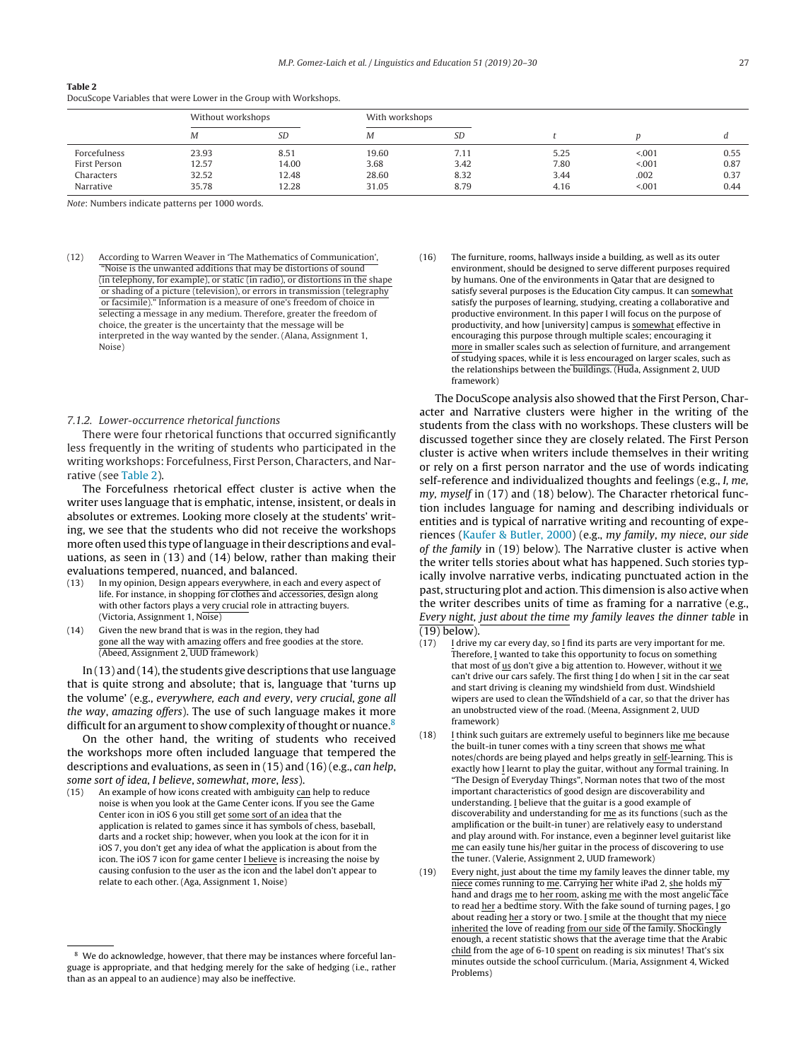**Table 2**
DocuScope Variables that were Lower in the Group with Workshops.

| | Without workshops | | With workshops | | | | |
|---|---|---|---|---|---|---|---|
| | *M* | *SD* | *M* | *SD* | *t* | *p* | *d* |
| Forcefulness | 23.93 | 8.51 | 19.60 | 7.11 | 5.25 | <.001 | 0.55 |
| First Person | 12.57 | 14.00 | 3.68 | 3.42 | 7.80 | <.001 | 0.87 |
| Characters | 32.52 | 12.48 | 28.60 | 8.32 | 3.44 | .002 | 0.37 |
| Narrative | 35.78 | 12.28 | 31.05 | 8.79 | 4.16 | <.001 | 0.44 |

*Note*: Numbers indicate patterns per 1000 words.

(12) According to Warren Weaver in 'The Mathematics of Communication', "Noise is the unwanted additions that may be distortions of sound (in telephony, for example), or static (in radio), or distortions in the shape or shading of a picture (television), or errors in transmission (telegraphy or facsimile)." Information is a measure of one's freedom of choice in selecting a message in any medium. Therefore, greater the freedom of choice, the greater is the uncertainty that the message will be interpreted in the way wanted by the sender. (Alana, Assignment 1, Noise)

#### 7.1.2. Lower-occurrence rhetorical functions

There were four rhetorical functions that occurred significantly less frequently in the writing of students who participated in the writing workshops: Forcefulness, First Person, Characters, and Narrative (see Table 2).

The Forcefulness rhetorical effect cluster is active when the writer uses language that is emphatic, intense, insistent, or deals in absolutes or extremes. Looking more closely at the students' writing, we see that the students who did not receive the workshops more often used this type of language in their descriptions and evaluations, as seen in (13) and (14) below, rather than making their evaluations tempered, nuanced, and balanced.

(13) In my opinion, Design appears everywhere, in each and every aspect of life. For instance, in shopping for clothes and accessories, design along with other factors plays a very crucial role in attracting buyers. (Victoria, Assignment 1, Noise)

(14) Given the new brand that is was in the region, they had gone all the way with amazing offers and free goodies at the store. (Abeed, Assignment 2, UUD framework)

In (13) and (14), the students give descriptions that use language that is quite strong and absolute; that is, language that 'turns up the volume' (e.g., *everywhere, each and every, very crucial, gone all the way, amazing offers*). The use of such language makes it more difficult for an argument to show complexity of thought or nuance.[8]

On the other hand, the writing of students who received the workshops more often included language that tempered the descriptions and evaluations, as seen in (15) and (16) (e.g., *can help, some sort of idea, I believe, somewhat, more, less*).

(15) An example of how icons created with ambiguity can help to reduce noise is when you look at the Game Center icons. If you see the Game Center icon in iOS 6 you still get some sort of an idea that the application is related to games since it has symbols of chess, baseball, darts and a rocket ship; however, when you look at the icon for it in iOS 7, you don't get any idea of what the application is about from the icon. The iOS 7 icon for game center I believe is increasing the noise by causing confusion to the user as the icon and the label don't appear to relate to each other. (Aga, Assignment 1, Noise)

(16) The furniture, rooms, hallways inside a building, as well as its outer environment, should be designed to serve different purposes required by humans. One of the environments in Qatar that are designed to satisfy several purposes is the Education City campus. It can somewhat satisfy the purposes of learning, studying, creating a collaborative and productive environment. In this paper I will focus on the purpose of productivity, and how [university] campus is somewhat effective in encouraging this purpose through multiple scales; encouraging it more in smaller scales such as selection of furniture, and arrangement of studying spaces, while it is less encouraged on larger scales, such as the relationships between the buildings. (Huda, Assignment 2, UUD framework)

The DocuScope analysis also showed that the First Person, Character and Narrative clusters were higher in the writing of the students from the class with no workshops. These clusters will be discussed together since they are closely related. The First Person cluster is active when writers include themselves in their writing or rely on a first person narrator and the use of words indicating self-reference and individualized thoughts and feelings (e.g., *I, me, my, myself* in (17) and (18) below). The Character rhetorical function includes language for naming and describing individuals or entities and is typical of narrative writing and recounting of experiences (Kaufer & Butler, 2000) (e.g., *my family, my niece, our side of the family* in (19) below). The Narrative cluster is active when the writer tells stories about what has happened. Such stories typically involve narrative verbs, indicating punctuated action in the past, structuring plot and action. This dimension is also active when the writer describes units of time as framing for a narrative (e.g., *Every night, just about the time my family leaves the dinner table* in (19) below).

(17) I drive my car every day, so I find its parts are very important for me. Therefore, I wanted to take this opportunity to focus on something that most of us don't give a big attention to. However, without it we can't drive our cars safely. The first thing I do when I sit in the car seat and start driving is cleaning my windshield from dust. Windshield wipers are used to clean the windshield of a car, so that the driver has an unobstructed view of the road. (Meena, Assignment 2, UUD framework)

(18) I think such guitars are extremely useful to beginners like me because the built-in tuner comes with a tiny screen that shows me what notes/chords are being played and helps greatly in self-learning. This is exactly how I learnt to play the guitar, without any formal training. In "The Design of Everyday Things", Norman notes that two of the most important characteristics of good design are discoverability and understanding. I believe that the guitar is a good example of discoverability and understanding for me as its functions (such as the amplification or the built-in tuner) are relatively easy to understand and play around with. For instance, even a beginner level guitarist like me can easily tune his/her guitar in the process of discovering to use the tuner. (Valerie, Assignment 2, UUD framework)

(19) Every night, just about the time my family leaves the dinner table, my niece comes running to me. Carrying her white iPad 2, she holds my hand and drags me to her room, asking me with the most angelic face to read her a bedtime story. With the fake sound of turning pages, I go about reading her a story or two. I smile at the thought that my niece inherited the love of reading from our side of the family. Shockingly enough, a recent statistic shows that the average time that the Arabic child from the age of 6-10 spent on reading is six minutes! That's six minutes outside the school curriculum. (Maria, Assignment 4, Wicked Problems)

[8] We do acknowledge, however, that there may be instances where forceful language is appropriate, and that hedging merely for the sake of hedging (i.e., rather than as an appeal to an audience) may also be ineffective.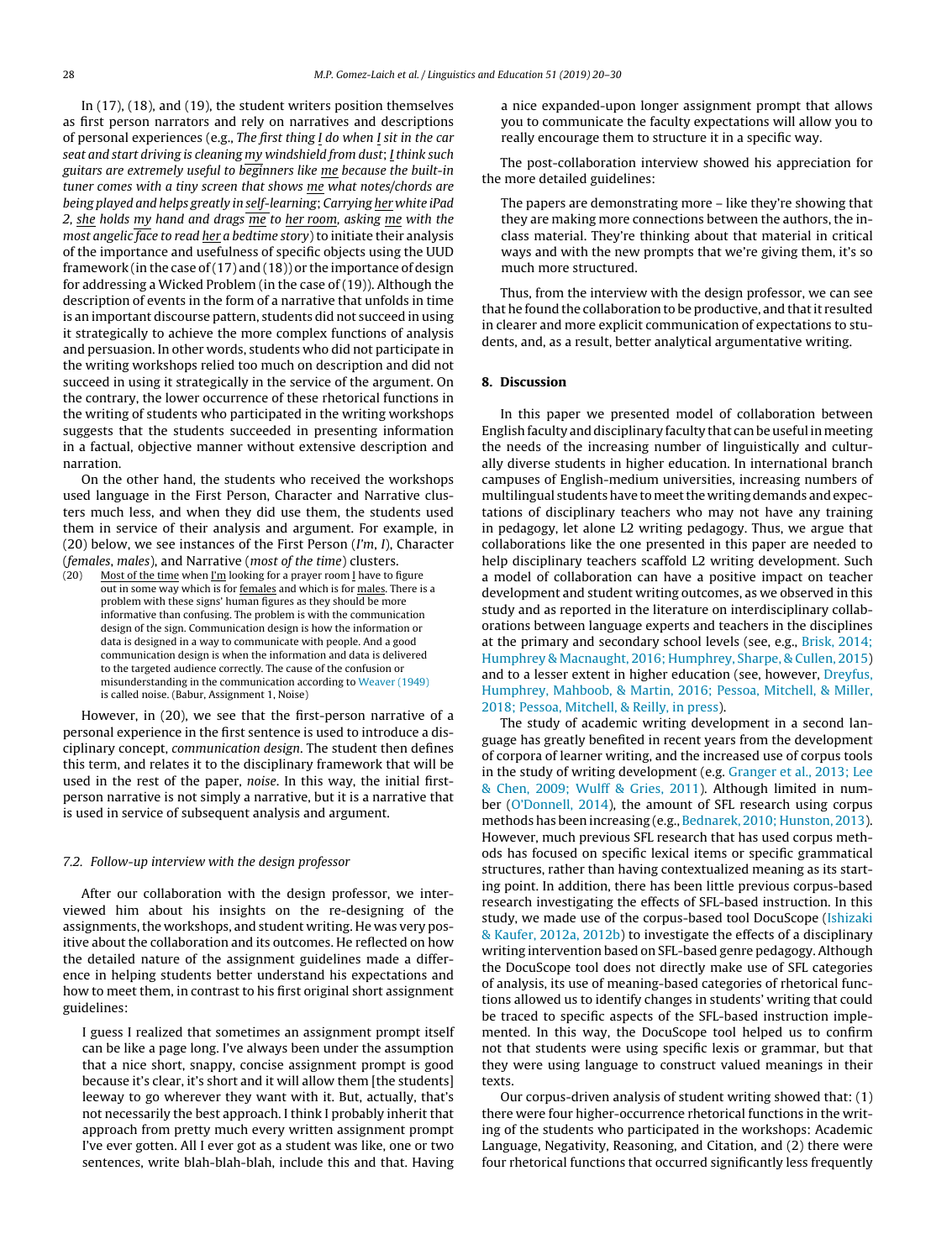In (17), (18), and (19), the student writers position themselves as first person narrators and rely on narratives and descriptions of personal experiences (e.g., *The first thing I do when I sit in the car seat and start driving is cleaning my windshield from dust*; *I think such guitars are extremely useful to beginners like me because the built-in tuner comes with a tiny screen that shows me what notes/chords are being played and helps greatly in self-learning*; *Carrying her white iPad 2, she holds my hand and drags me to her room, asking me with the most angelic face to read her a bedtime story*) to initiate their analysis of the importance and usefulness of specific objects using the UUD framework (in the case of (17) and (18)) or the importance of design for addressing a Wicked Problem (in the case of (19)). Although the description of events in the form of a narrative that unfolds in time is an important discourse pattern, students did not succeed in using it strategically to achieve the more complex functions of analysis and persuasion. In other words, students who did not participate in the writing workshops relied too much on description and did not succeed in using it strategically in the service of the argument. On the contrary, the lower occurrence of these rhetorical functions in the writing of students who participated in the writing workshops suggests that the students succeeded in presenting information in a factual, objective manner without extensive description and narration.

On the other hand, the students who received the workshops used language in the First Person, Character and Narrative clusters much less, and when they did use them, the students used them in service of their analysis and argument. For example, in (20) below, we see instances of the First Person (*I'm*, *I*), Character (*females*, *males*), and Narrative (*most of the time*) clusters.

(20) Most of the time when I'm looking for a prayer room I have to figure out in some way which is for females and which is for males. There is a problem with these signs' human figures as they should be more informative than confusing. The problem is with the communication design of the sign. Communication design is how the information or data is designed in a way to communicate with people. And a good communication design is when the information and data is delivered to the targeted audience correctly. The cause of the confusion or misunderstanding in the communication according to Weaver (1949) is called noise. (Babur, Assignment 1, Noise)

However, in (20), we see that the first-person narrative of a personal experience in the first sentence is used to introduce a disciplinary concept, *communication design*. The student then defines this term, and relates it to the disciplinary framework that will be used in the rest of the paper, *noise*. In this way, the initial first-person narrative is not simply a narrative, but it is a narrative that is used in service of subsequent analysis and argument.

### 7.2. Follow-up interview with the design professor

After our collaboration with the design professor, we interviewed him about his insights on the re-designing of the assignments, the workshops, and student writing. He was very positive about the collaboration and its outcomes. He reflected on how the detailed nature of the assignment guidelines made a difference in helping students better understand his expectations and how to meet them, in contrast to his first original short assignment guidelines:

> I guess I realized that sometimes an assignment prompt itself can be like a page long. I've always been under the assumption that a nice short, snappy, concise assignment prompt is good because it's clear, it's short and it will allow them [the students] leeway to go wherever they want with it. But, actually, that's not necessarily the best approach. I think I probably inherit that approach from pretty much every written assignment prompt I've ever gotten. All I ever got as a student was like, one or two sentences, write blah-blah-blah, include this and that. Having a nice expanded-upon longer assignment prompt that allows you to communicate the faculty expectations will allow you to really encourage them to structure it in a specific way.

The post-collaboration interview showed his appreciation for the more detailed guidelines:

> The papers are demonstrating more – like they're showing that they are making more connections between the authors, the in-class material. They're thinking about that material in critical ways and with the new prompts that we're giving them, it's so much more structured.

Thus, from the interview with the design professor, we can see that he found the collaboration to be productive, and that it resulted in clearer and more explicit communication of expectations to students, and, as a result, better analytical argumentative writing.

## 8. Discussion

In this paper we presented model of collaboration between English faculty and disciplinary faculty that can be useful in meeting the needs of the increasing number of linguistically and culturally diverse students in higher education. In international branch campuses of English-medium universities, increasing numbers of multilingual students have to meet the writing demands and expectations of disciplinary teachers who may not have any training in pedagogy, let alone L2 writing pedagogy. Thus, we argue that collaborations like the one presented in this paper are needed to help disciplinary teachers scaffold L2 writing development. Such a model of collaboration can have a positive impact on teacher development and student writing outcomes, as we observed in this study and as reported in the literature on interdisciplinary collaborations between language experts and teachers in the disciplines at the primary and secondary school levels (see, e.g., Brisk, 2014; Humphrey & Macnaught, 2016; Humphrey, Sharpe, & Cullen, 2015) and to a lesser extent in higher education (see, however, Dreyfus, Humphrey, Mahboob, & Martin, 2016; Pessoa, Mitchell, & Miller, 2018; Pessoa, Mitchell, & Reilly, in press).

The study of academic writing development in a second language has greatly benefited in recent years from the development of corpora of learner writing, and the increased use of corpus tools in the study of writing development (e.g. Granger et al., 2013; Lee & Chen, 2009; Wulff & Gries, 2011). Although limited in number (O'Donnell, 2014), the amount of SFL research using corpus methods has been increasing (e.g., Bednarek, 2010; Hunston, 2013). However, much previous SFL research that has used corpus methods has focused on specific lexical items or specific grammatical structures, rather than having contextualized meaning as its starting point. In addition, there has been little previous corpus-based research investigating the effects of SFL-based instruction. In this study, we made use of the corpus-based tool DocuScope (Ishizaki & Kaufer, 2012a, 2012b) to investigate the effects of a disciplinary writing intervention based on SFL-based genre pedagogy. Although the DocuScope tool does not directly make use of SFL categories of analysis, its use of meaning-based categories of rhetorical functions allowed us to identify changes in students' writing that could be traced to specific aspects of the SFL-based instruction implemented. In this way, the DocuScope tool helped us to confirm not that students were using specific lexis or grammar, but that they were using language to construct valued meanings in their texts.

Our corpus-driven analysis of student writing showed that: (1) there were four higher-occurrence rhetorical functions in the writing of the students who participated in the workshops: Academic Language, Negativity, Reasoning, and Citation, and (2) there were four rhetorical functions that occurred significantly less frequently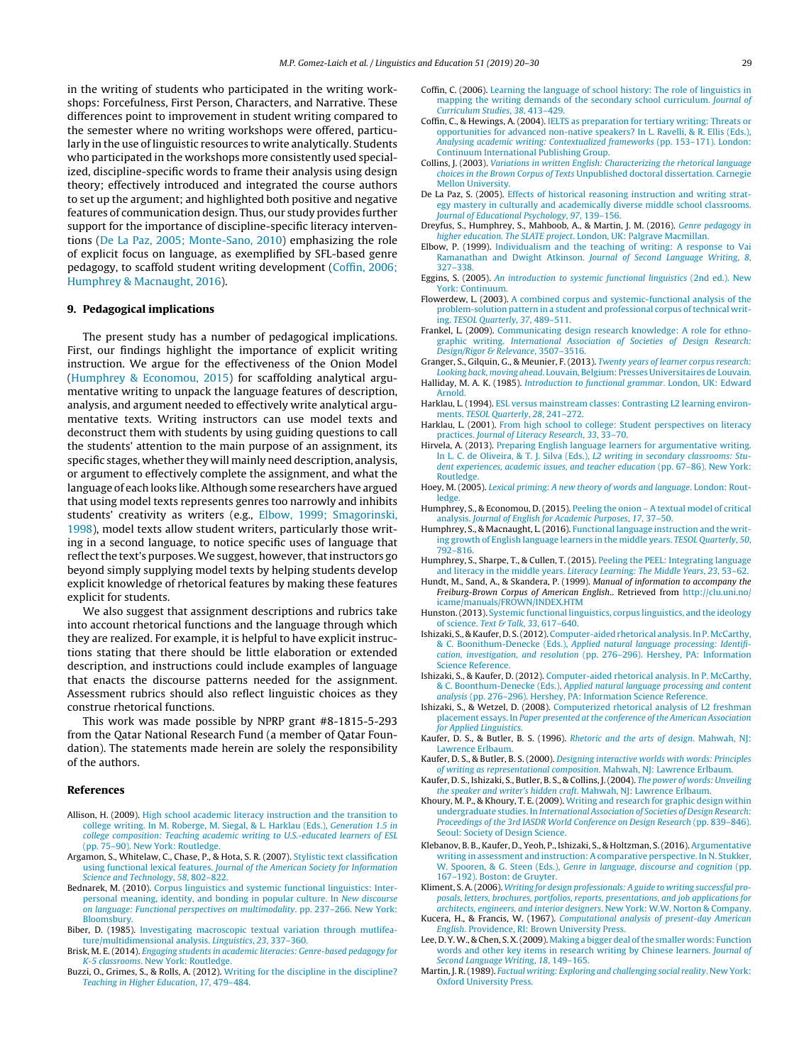in the writing of students who participated in the writing workshops: Forcefulness, First Person, Characters, and Narrative. These differences point to improvement in student writing compared to the semester where no writing workshops were offered, particularly in the use of linguistic resources to write analytically. Students who participated in the workshops more consistently used specialized, discipline-specific words to frame their analysis using design theory; effectively introduced and integrated the course authors to set up the argument; and highlighted both positive and negative features of communication design. Thus, our study provides further support for the importance of discipline-specific literacy interventions (De La Paz, 2005; Monte-Sano, 2010) emphasizing the role of explicit focus on language, as exemplified by SFL-based genre pedagogy, to scaffold student writing development (Coffin, 2006; Humphrey & Macnaught, 2016).

## 9. Pedagogical implications

The present study has a number of pedagogical implications. First, our findings highlight the importance of explicit writing instruction. We argue for the effectiveness of the Onion Model (Humphrey & Economou, 2015) for scaffolding analytical argumentative writing to unpack the language features of description, analysis, and argument needed to effectively write analytical argumentative texts. Writing instructors can use model texts and deconstruct them with students by using guiding questions to call the students' attention to the main purpose of an assignment, its specific stages, whether they will mainly need description, analysis, or argument to effectively complete the assignment, and what the language of each looks like. Although some researchers have argued that using model texts represents genres too narrowly and inhibits students' creativity as writers (e.g., Elbow, 1999; Smagorinski, 1998), model texts allow student writers, particularly those writing in a second language, to notice specific uses of language that reflect the text's purposes. We suggest, however, that instructors go beyond simply supplying model texts by helping students develop explicit knowledge of rhetorical features by making these features explicit for students.

We also suggest that assignment descriptions and rubrics take into account rhetorical functions and the language through which they are realized. For example, it is helpful to have explicit instructions stating that there should be little elaboration or extended description, and instructions could include examples of language that enacts the discourse patterns needed for the assignment. Assessment rubrics should also reflect linguistic choices as they construe rhetorical functions.

This work was made possible by NPRP grant #8-1815-5-293 from the Qatar National Research Fund (a member of Qatar Foundation). The statements made herein are solely the responsibility of the authors.

## References

Allison, H. (2009). High school academic literacy instruction and the transition to college writing. In M. Roberge, M. Siegal, & L. Harklau (Eds.), *Generation 1.5 in college composition: Teaching academic writing to U.S.-educated learners of ESL* (pp. 75–90). New York: Routledge.

Argamon, S., Whitelaw, C., Chase, P., & Hota, S. R. (2007). Stylistic text classification using functional lexical features. *Journal of the American Society for Information Science and Technology*, *58*, 802–822.

Bednarek, M. (2010). Corpus linguistics and systemic functional linguistics: Interpersonal meaning, identity, and bonding in popular culture. In *New discourse on language: Functional perspectives on multimodality*. pp. 237–266. New York: Bloomsbury.

Biber, D. (1985). Investigating macroscopic textual variation through mutlifeature/multidimensional analysis. *Linguistics*, *23*, 337–360.

Brisk, M. E. (2014). *Engaging students in academic literacies: Genre-based pedagogy for K-5 classrooms*. New York: Routledge.

Buzzi, O., Grimes, S., & Rolls, A. (2012). Writing for the discipline in the discipline? *Teaching in Higher Education*, *17*, 479–484.

Coffin, C. (2006). Learning the language of school history: The role of linguistics in mapping the writing demands of the secondary school curriculum. *Journal of Curriculum Studies*, *38*, 413–429.

Coffin, C., & Hewings, A. (2004). IELTS as preparation for tertiary writing: Threats or opportunities for advanced non-native speakers? In L. Ravelli, & R. Ellis (Eds.), *Analysing academic writing: Contextualized frameworks* (pp. 153–171). London: Continuum International Publishing Group.

Collins, J. (2003). *Variations in written English: Characterizing the rhetorical language choices in the Brown Corpus of Texts* Unpublished doctoral dissertation. Carnegie Mellon University.

De La Paz, S. (2005). Effects of historical reasoning instruction and writing strategy mastery in culturally and academically diverse middle school classrooms. *Journal of Educational Psychology*, *97*, 139–156.

Dreyfus, S., Humphrey, S., Mahboob, A., & Martin, J. M. (2016). *Genre pedagogy in higher education. The SLATE project*. London, UK: Palgrave Macmillan.

Elbow, P. (1999). Individualism and the teaching of writing: A response to Vai Ramanathan and Dwight Atkinson. *Journal of Second Language Writing*, *8*, 327–338.

Eggins, S. (2005). *An introduction to systemic functional linguistics* (2nd ed.). New York: Continuum.

Flowerdew, L. (2003). A combined corpus and systemic-functional analysis of the problem-solution pattern in a student and professional corpus of technical writing. *TESOL Quarterly*, *37*, 489–511.

Frankel, L. (2009). Communicating design research knowledge: A role for ethnographic writing. *International Association of Societies of Design Research: Design/Rigor & Relevance*, 3507–3516.

Granger, S., Gilquin, G., & Meunier, F. (2013). *Twenty years of learner corpus research: Looking back, moving ahead*. Louvain, Belgium: Presses Universitaires de Louvain.

Halliday, M. A. K. (1985). *Introduction to functional grammar*. London, UK: Edward Arnold.

Harklau, L. (1994). ESL versus mainstream classes: Contrasting L2 learning environments. *TESOL Quarterly*, *28*, 241–272.

Harklau, L. (2001). From high school to college: Student perspectives on literacy practices. *Journal of Literacy Research*, *33*, 33–70.

Hirvela, A. (2013). Preparing English language learners for argumentative writing. In L. C. de Oliveira, & T. J. Silva (Eds.), *L2 writing in secondary classrooms: Student experiences, academic issues, and teacher education* (pp. 67–86). New York: Routledge.

Hoey, M. (2005). *Lexical priming: A new theory of words and language*. London: Routledge.

Humphrey, S., & Economou, D. (2015). Peeling the onion – A textual model of critical analysis. *Journal of English for Academic Purposes*, *17*, 37–50.

Humphrey, S., & Macnaught, L. (2016). Functional language instruction and the writing growth of English language learners in the middle years. *TESOL Quarterly*, *50*, 792–816.

Humphrey, S., Sharpe, T., & Cullen, T. (2015). Peeling the PEEL: Integrating language and literacy in the middle years. *Literacy Learning: The Middle Years*, *23*, 53–62.

Hundt, M., Sand, A., & Skandera, P. (1999). *Manual of information to accompany the Freiburg-Brown Corpus of American English*.. Retrieved from http://clu.uni.no/icame/manuals/FROWN/INDEX.HTM

Hunston. (2013). Systemic functional linguistics, corpus linguistics, and the ideology of science. *Text & Talk*, *33*, 617–640.

Ishizaki, S., & Kaufer, D. S. (2012). Computer-aided rhetorical analysis. In P. McCarthy, & C. Boonithum-Denecke (Eds.), *Applied natural language processing: Identification, investigation, and resolution* (pp. 276–296). Hershey, PA: Information Science Reference.

Ishizaki, S., & Kaufer, D. (2012). Computer-aided rhetorical analysis. In P. McCarthy, & C. Boonthum-Denecke (Eds.), *Applied natural language processing and content analysis* (pp. 276–296). Hershey, PA: Information Science Reference.

Ishizaki, S., & Wetzel, D. (2008). Computerized rhetorical analysis of L2 freshman placement essays. In *Paper presented at the conference of the American Association for Applied Linguistics*.

Kaufer, D. S., & Butler, B. S. (1996). *Rhetoric and the arts of design*. Mahwah, NJ: Lawrence Erlbaum.

Kaufer, D. S., & Butler, B. S. (2000). *Designing interactive worlds with words: Principles of writing as representational composition*. Mahwah, NJ: Lawrence Erlbaum.

Kaufer, D. S., Ishizaki, S., Butler, B. S., & Collins, J. (2004). *The power of words: Unveiling the speaker and writer's hidden craft*. Mahwah, NJ: Lawrence Erlbaum.

Khoury, M. P., & Khoury, T. E. (2009). Writing and research for graphic design within undergraduate studies. In *International Association of Societies of Design Research: Proceedings of the 3rd IASDR World Conference on Design Research* (pp. 839–846). Seoul: Society of Design Science.

Klebanov, B. B., Kaufer, D., Yeoh, P., Ishizaki, S., & Holtzman, S. (2016). Argumentative writing in assessment and instruction: A comparative perspective. In N. Stukker, W. Spooren, & G. Steen (Eds.), *Genre in language, discourse and cognition* (pp. 167–192). Boston: de Gruyter.

Kliment, S. A. (2006). *Writing for design professionals: A guide to writing successful proposals, letters, brochures, portfolios, reports, presentations, and job applications for architects, engineers, and interior designers*. New York: W.W. Norton & Company.

Kucera, H., & Francis, W. (1967). *Computational analysis of present-day American English*. Providence, RI: Brown University Press.

Lee, D. Y. W., & Chen, S. X. (2009). Making a bigger deal of the smaller words: Function words and other key items in research writing by Chinese learners. *Journal of Second Language Writing*, *18*, 149–165.

Martin, J. R. (1989). *Factual writing: Exploring and challenging social reality*. New York: Oxford University Press.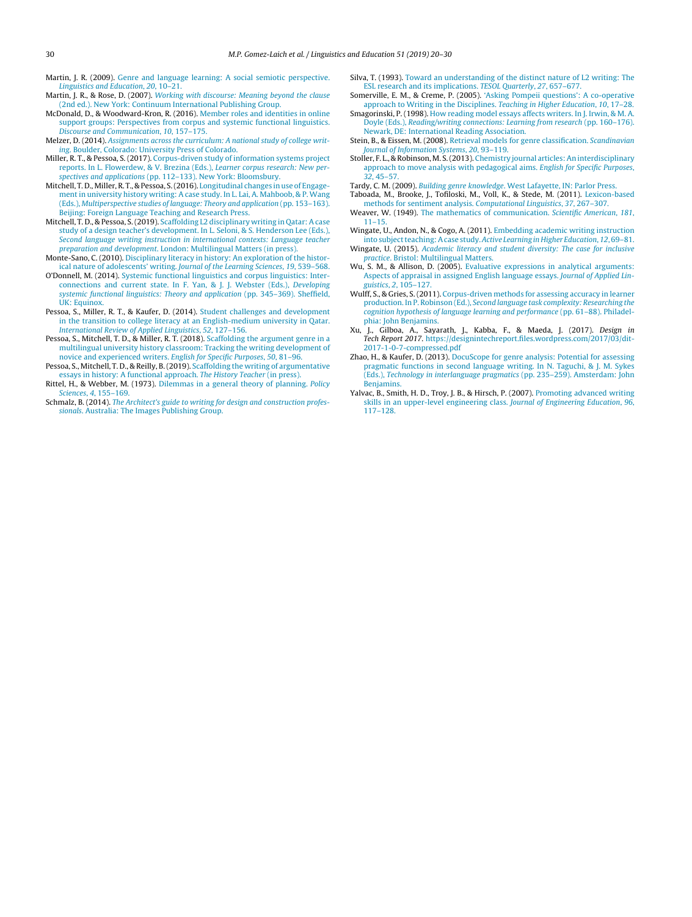Martin, J. R. (2009). Genre and language learning: A social semiotic perspective. *Linguistics and Education*, *20*, 10–21.

Martin, J. R., & Rose, D. (2007). *Working with discourse: Meaning beyond the clause* (2nd ed.). New York: Continuum International Publishing Group.

McDonald, D., & Woodward-Kron, R. (2016). Member roles and identities in online support groups: Perspectives from corpus and systemic functional linguistics. *Discourse and Communication*, *10*, 157–175.

Melzer, D. (2014). *Assignments across the curriculum: A national study of college writing*. Boulder, Colorado: University Press of Colorado.

Miller, R. T., & Pessoa, S. (2017). Corpus-driven study of information systems project reports. In L. Flowerdew, & V. Brezina (Eds.), *Learner corpus research: New perspectives and applications* (pp. 112–133). New York: Bloomsbury.

Mitchell, T. D., Miller, R. T., & Pessoa, S. (2016). Longitudinal changes in use of Engagement in university history writing: A case study. In L. Lai, A. Mahboob, & P. Wang (Eds.), *Multiperspective studies of language: Theory and application* (pp. 153–163). Beijing: Foreign Language Teaching and Research Press.

Mitchell, T. D., & Pessoa, S. (2019). Scaffolding L2 disciplinary writing in Qatar: A case study of a design teacher's development. In L. Seloni, & S. Henderson Lee (Eds.), *Second language writing instruction in international contexts: Language teacher preparation and development*. London: Multilingual Matters (in press).

Monte-Sano, C. (2010). Disciplinary literacy in history: An exploration of the historical nature of adolescents' writing. *Journal of the Learning Sciences*, *19*, 539–568.

O'Donnell, M. (2014). Systemic functional linguistics and corpus linguistics: Interconnections and current state. In F. Yan, & J. J. Webster (Eds.), *Developing systemic functional linguistics: Theory and application* (pp. 345–369). Sheffield, UK: Equinox.

Pessoa, S., Miller, R. T., & Kaufer, D. (2014). Student challenges and development in the transition to college literacy at an English-medium university in Qatar. *International Review of Applied Linguistics*, *52*, 127–156.

Pessoa, S., Mitchell, T. D., & Miller, R. T. (2018). Scaffolding the argument genre in a multilingual university history classroom: Tracking the writing development of novice and experienced writers. *English for Specific Purposes*, *50*, 81–96.

Pessoa, S., Mitchell, T. D., & Reilly, B. (2019). Scaffolding the writing of argumentative essays in history: A functional approach. *The History Teacher* (in press).

Rittel, H., & Webber, M. (1973). Dilemmas in a general theory of planning. *Policy Sciences*, *4*, 155–169.

Schmalz, B. (2014). *The Architect's guide to writing for design and construction professionals*. Australia: The Images Publishing Group.

Silva, T. (1993). Toward an understanding of the distinct nature of L2 writing: The ESL research and its implications. *TESOL Quarterly*, *27*, 657–677.

Somerville, E. M., & Creme, P. (2005). 'Asking Pompeii questions': A co-operative approach to Writing in the Disciplines. *Teaching in Higher Education*, *10*, 17–28.

Smagorinski, P. (1998). How reading model essays affects writers. In J. Irwin, & M. A. Doyle (Eds.), *Reading/writing connections: Learning from research* (pp. 160–176). Newark, DE: International Reading Association.

Stein, B., & Eissen, M. (2008). Retrieval models for genre classification. *Scandinavian Journal of Information Systems*, *20*, 93–119.

Stoller, F. L., & Robinson, M. S. (2013). Chemistry journal articles: An interdisciplinary approach to move analysis with pedagogical aims. *English for Specific Purposes*, *32*, 45–57.

Tardy, C. M. (2009). *Building genre knowledge*. West Lafayette, IN: Parlor Press.

Taboada, M., Brooke, J., Tofiloski, M., Voll, K., & Stede, M. (2011). Lexicon-based methods for sentiment analysis. *Computational Linguistics*, *37*, 267–307.

Weaver, W. (1949). The mathematics of communication. *Scientific American*, *181*, 11–15.

Wingate, U., Andon, N., & Cogo, A. (2011). Embedding academic writing instruction into subject teaching: A case study. *Active Learning in Higher Education*, *12*, 69–81.

Wingate, U. (2015). *Academic literacy and student diversity: The case for inclusive practice*. Bristol: Multilingual Matters.

Wu, S. M., & Allison, D. (2005). Evaluative expressions in analytical arguments: Aspects of appraisal in assigned English language essays. *Journal of Applied Linguistics*, *2*, 105–127.

Wulff, S., & Gries, S. (2011). Corpus-driven methods for assessing accuracy in learner production. In P. Robinson (Ed.), *Second language task complexity: Researching the cognition hypothesis of language learning and performance* (pp. 61–88). Philadelphia: John Benjamins.

Xu, J., Gilboa, A., Sayarath, J., Kabba, F., & Maeda, J. (2017). *Design in Tech Report 2017*. https://designintechreport.files.wordpress.com/2017/03/dit-2017-1-0-7-compressed.pdf

Zhao, H., & Kaufer, D. (2013). DocuScope for genre analysis: Potential for assessing pragmatic functions in second language writing. In N. Taguchi, & J. M. Sykes (Eds.), *Technology in interlanguage pragmatics* (pp. 235–259). Amsterdam: John Benjamins.

Yalvac, B., Smith, H. D., Troy, J. B., & Hirsch, P. (2007). Promoting advanced writing skills in an upper-level engineering class. *Journal of Engineering Education*, *96*, 117–128.